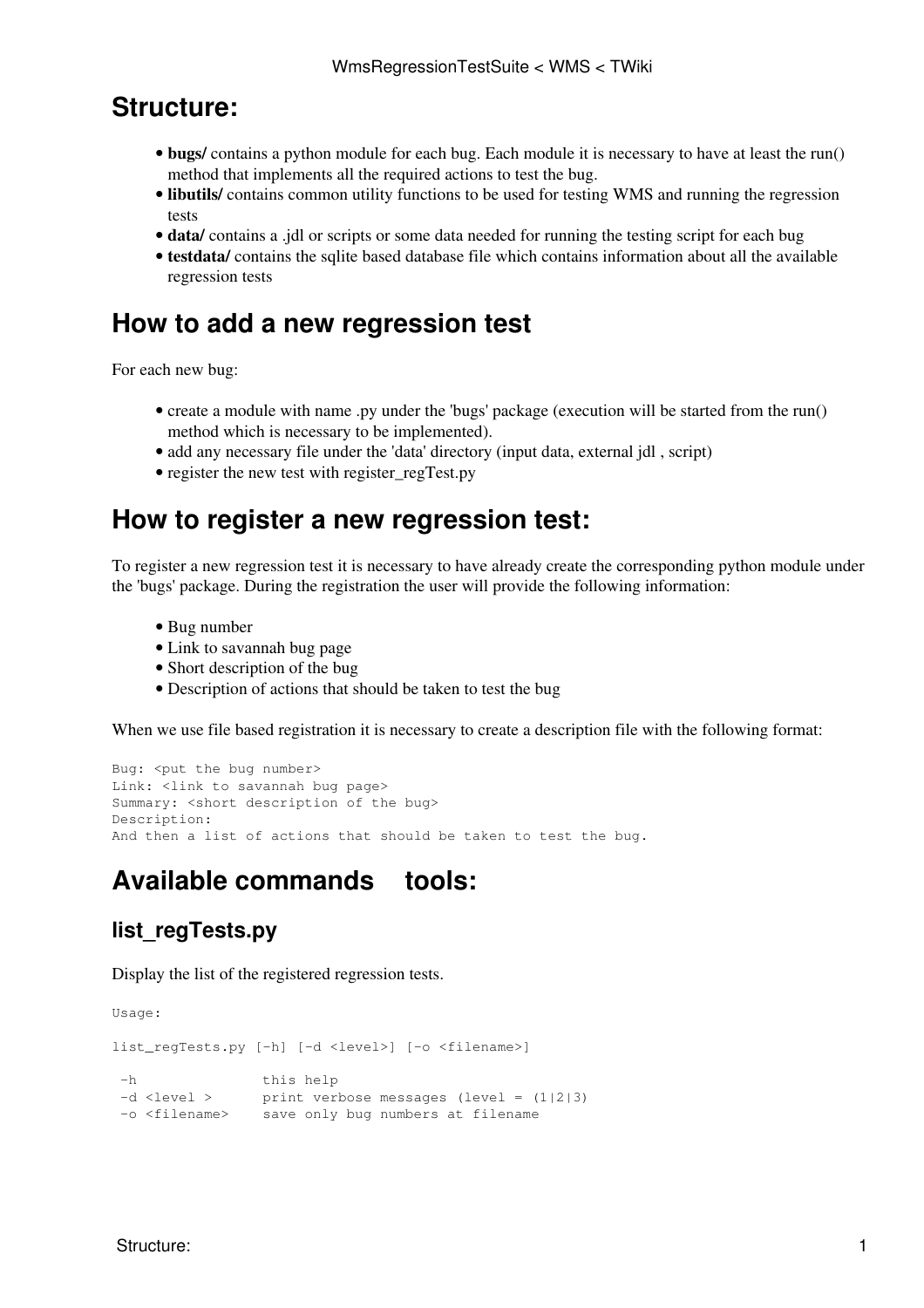# Structure:

- **bugs/** contains a python module for each bug. Each module it is necessary to have at least the run() method that implements all the required actions to test the bug.
- **libutils/** contains common utility functions to be used for testing WMS and running the regression tests
- **data/** contains a .jdl or scripts or some data needed for running the testing script for each bug
- **testdata/** contains the sqlite based database file which contains information about all the available regression tests

# How to add a new regression test

For each new bug:

- create a module with name .py under the 'bugs' package (execution will be started from the run() method which is necessary to be implemented).
- add any necessary file under the 'data' directory (input data, external jdl , script)
- register the new test with register_regTest.py

# How to register a new regression test:

To register a new regression test it is necessary to have already create the corresponding python module under the 'bugs' package. During the registration the user will provide the following information:

- Bug number
- Link to savannah bug page
- Short description of the bug
- Description of actions that should be taken to test the bug

When we use file based registration it is necessary to create a description file with the following format:

```
Bug: <put the bug number>
Link: <link to savannah bug page>
Summary: <short description of the bug>
Description:
And then a list of actions that should be taken to test the bug.
```

# Available commands tools:

## list_regTests.py

Display the list of the registered regression tests.

```
Usage:

list_regTests.py [-h] [-d <level>] [-o <filename>]

 -h               this help
 -d <level >      print verbose messages (level = (1|2|3)
 -o <filename>    save only bug numbers at filename
```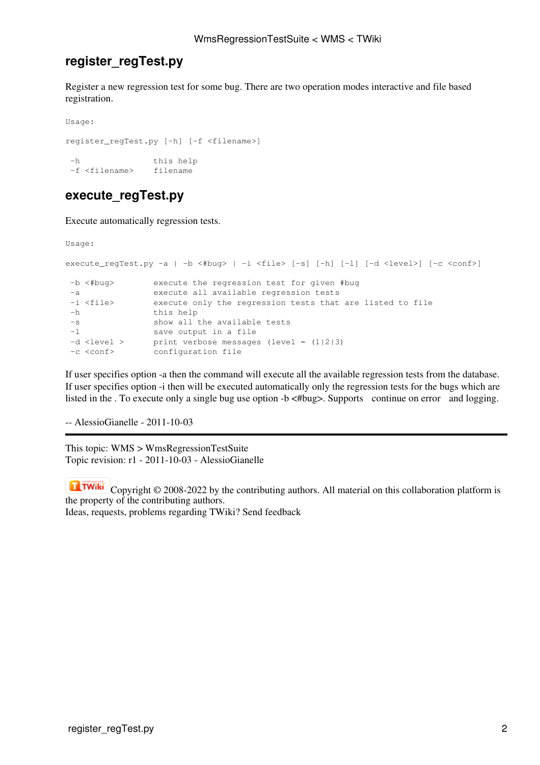## register_regTest.py

Register a new regression test for some bug. There are two operation modes interactive and file based registration.

```
Usage:

register_regTest.py [-h] [-f <filename>]

 -h                this help
 -f <filename>     filename
```

## execute_regTest.py

Execute automatically regression tests.

```
Usage:

execute_regTest.py -a | -b <#bug> | -i <file> [-s] [-h] [-l] [-d <level>] [-c <conf>]

 -b <#bug>         execute the regression test for given #bug
 -a                execute all available regression tests
 -i <file>         execute only the regression tests that are listed to file
 -h                this help
 -s                show all the available tests
 -l                save output in a file
 -d <level >       print verbose messages (level = (1|2|3)
 -c <conf>         configuration file
```

If user specifies option -a then the command will execute all the available regression tests from the database. If user specifies option -i then will be executed automatically only the regression tests for the bugs which are listed in the . To execute only a single bug use option -b <#bug>. Supports continue on error and logging.

-- AlessioGianelle - 2011-10-03

---

This topic: WMS > WmsRegressionTestSuite
Topic revision: r1 - 2011-10-03 - AlessioGianelle

Copyright © 2008-2022 by the contributing authors. All material on this collaboration platform is the property of the contributing authors.
Ideas, requests, problems regarding TWiki? Send feedback